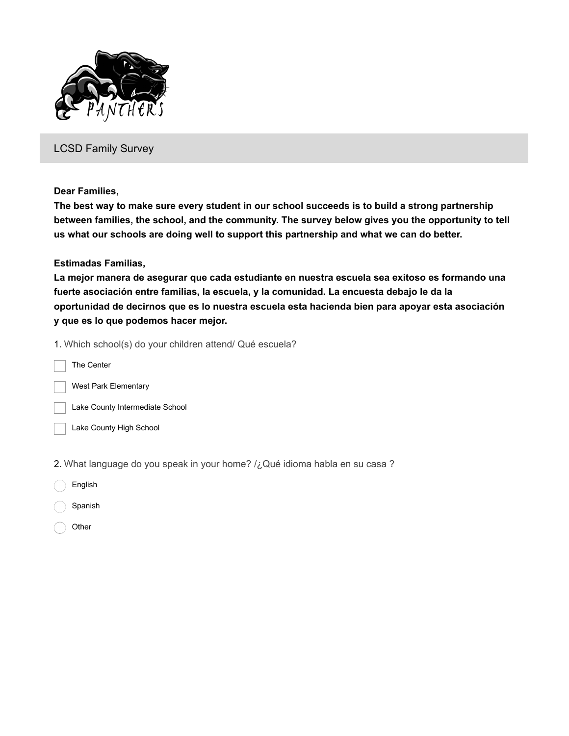# LCSD Family Survey

**Dear Families,**
**The best way to make sure every student in our school succeeds is to build a strong partnership between families, the school, and the community. The survey below gives you the opportunity to tell us what our schools are doing well to support this partnership and what we can do better.**

**Estimadas Familias,**
**La mejor manera de asegurar que cada estudiante en nuestra escuela sea exitoso es formando una fuerte asociación entre familias, la escuela, y la comunidad. La encuesta debajo le da la oportunidad de decirnos que es lo nuestra escuela esta hacienda bien para apoyar esta asociación y que es lo que podemos hacer mejor.**

1. Which school(s) do your children attend/ Qué escuela?

- [ ] The Center
- [ ] West Park Elementary
- [ ] Lake County Intermediate School
- [ ] Lake County High School

2. What language do you speak in your home? /¿Qué idioma habla en su casa ?

- ○ English
- ○ Spanish
- ○ Other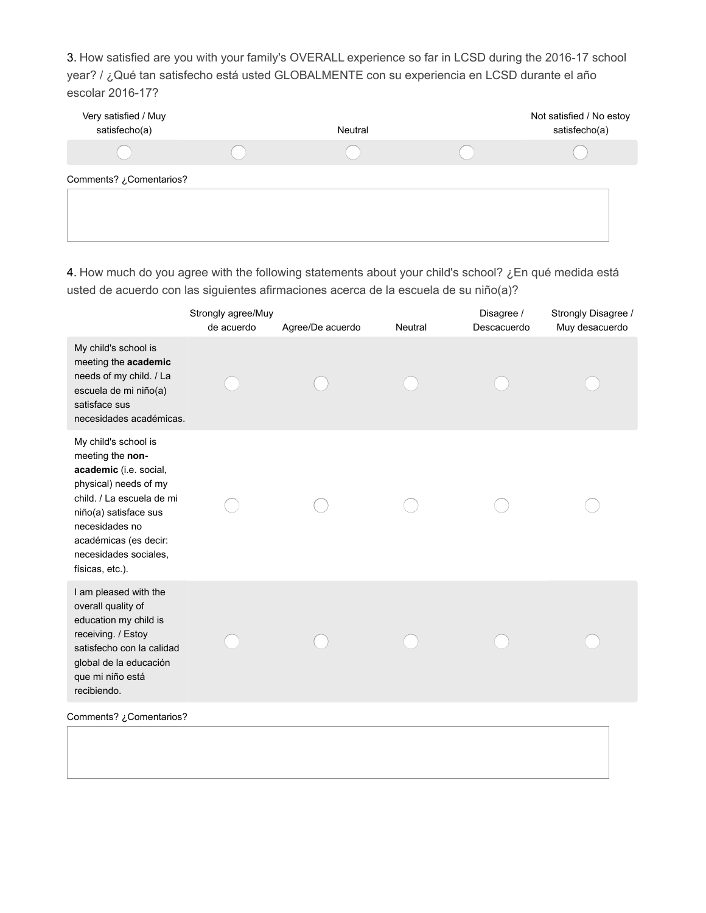3. How satisfied are you with your family's OVERALL experience so far in LCSD during the 2016-17 school year? / ¿Qué tan satisfecho está usted GLOBALMENTE con su experiencia en LCSD durante el año escolar 2016-17?

| Very satisfied / Muy satisfecho(a) | | Neutral | | Not satisfied / No estoy satisfecho(a) |
|---|---|---|---|---|
| ◯ | ◯ | ◯ | ◯ | ◯ |

Comments? ¿Comentarios?

4. How much do you agree with the following statements about your child's school? ¿En qué medida está usted de acuerdo con las siguientes afirmaciones acerca de la escuela de su niño(a)?

| | Strongly agree/Muy de acuerdo | Agree/De acuerdo | Neutral | Disagree / Descacuerdo | Strongly Disagree / Muy desacuerdo |
|---|---|---|---|---|---|
| My child's school is meeting the **academic** needs of my child. / La escuela de mi niño(a) satisface sus necesidades académicas. | ◯ | ◯ | ◯ | ◯ | ◯ |
| My child's school is meeting the **non-academic** (i.e. social, physical) needs of my child. / La escuela de mi niño(a) satisface sus necesidades no académicas (es decir: necesidades sociales, físicas, etc.). | ◯ | ◯ | ◯ | ◯ | ◯ |
| I am pleased with the overall quality of education my child is receiving. / Estoy satisfecho con la calidad global de la educación que mi niño está recibiendo. | ◯ | ◯ | ◯ | ◯ | ◯ |

Comments? ¿Comentarios?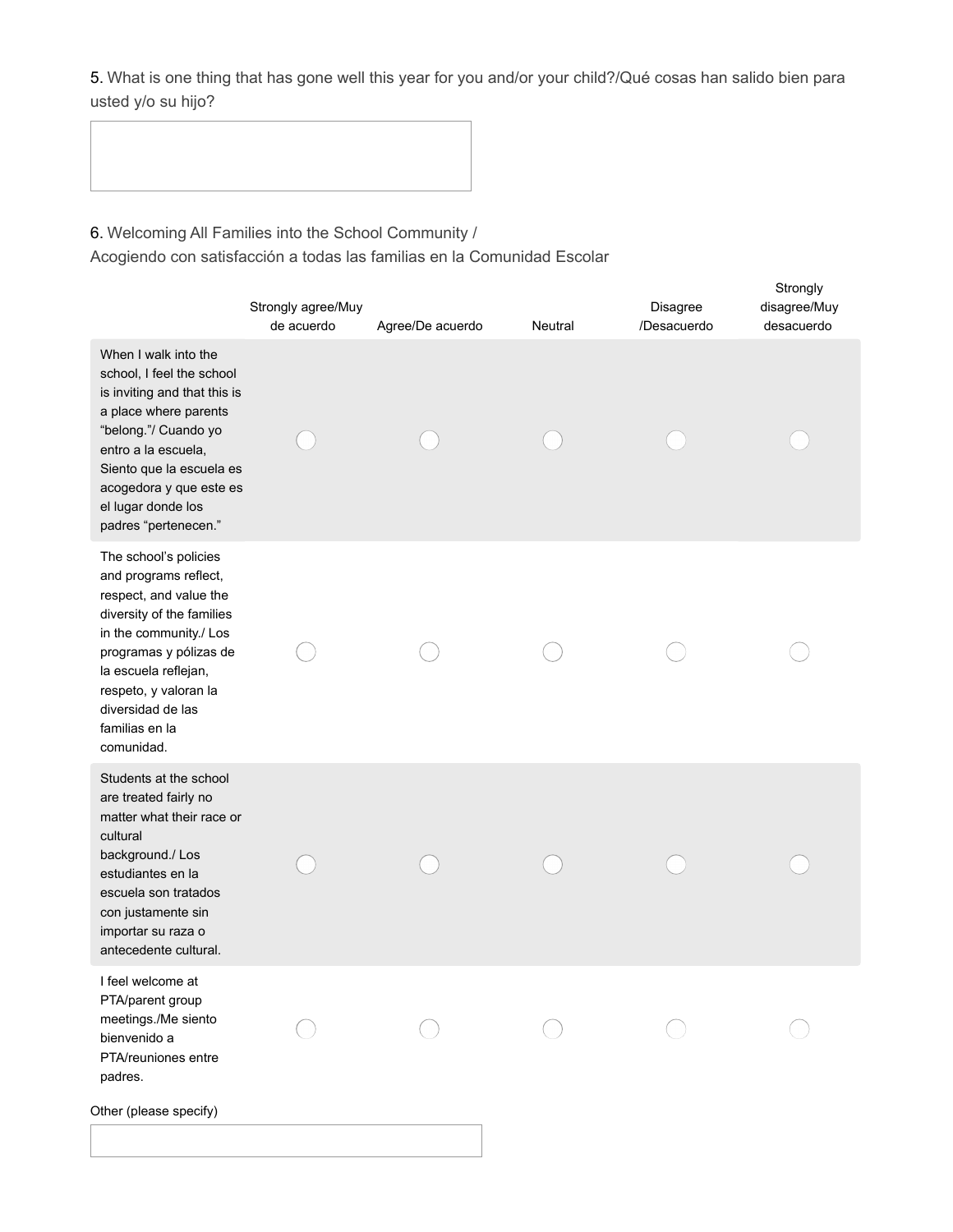5. What is one thing that has gone well this year for you and/or your child?/Qué cosas han salido bien para usted y/o su hijo?

6. Welcoming All Families into the School Community /
Acogiendo con satisfacción a todas las familias en la Comunidad Escolar

| | Strongly agree/Muy de acuerdo | Agree/De acuerdo | Neutral | Disagree /Desacuerdo | Strongly disagree/Muy desacuerdo |
|---|---|---|---|---|---|
| When I walk into the school, I feel the school is inviting and that this is a place where parents "belong."/ Cuando yo entro a la escuela, Siento que la escuela es acogedora y que este es el lugar donde los padres "pertenecen." | ◯ | ◯ | ◯ | ◯ | ◯ |
| The school's policies and programs reflect, respect, and value the diversity of the families in the community./ Los programas y pólizas de la escuela reflejan, respeto, y valoran la diversidad de las familias en la comunidad. | ◯ | ◯ | ◯ | ◯ | ◯ |
| Students at the school are treated fairly no matter what their race or cultural background./ Los estudiantes en la escuela son tratados con justamente sin importar su raza o antecedente cultural. | ◯ | ◯ | ◯ | ◯ | ◯ |
| I feel welcome at PTA/parent group meetings./Me siento bienvenido a PTA/reuniones entre padres. | ◯ | ◯ | ◯ | ◯ | ◯ |

Other (please specify)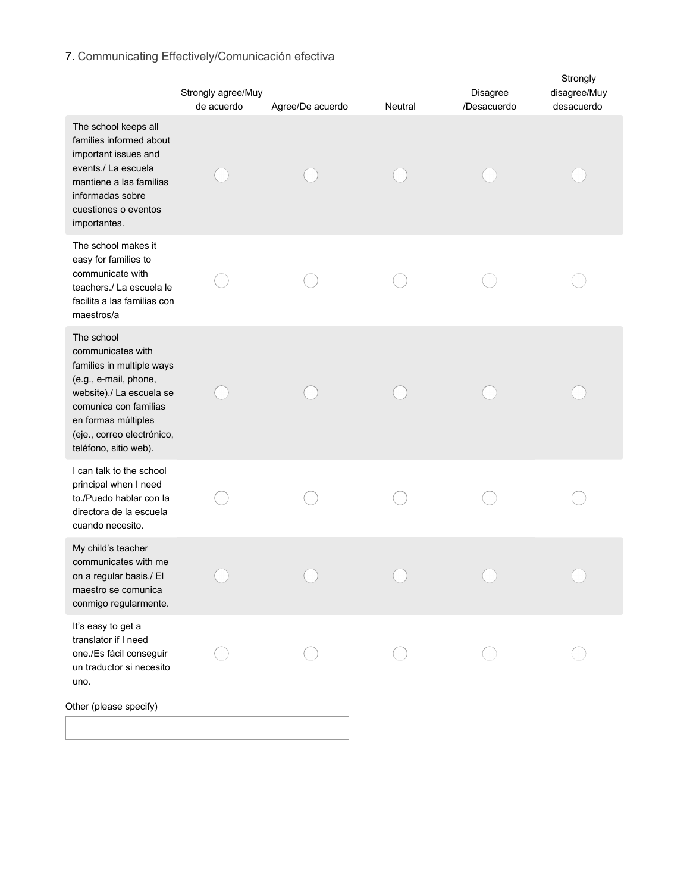7. Communicating Effectively/Comunicación efectiva

| | Strongly agree/Muy de acuerdo | Agree/De acuerdo | Neutral | Disagree /Desacuerdo | Strongly disagree/Muy desacuerdo |
|---|---|---|---|---|---|
| The school keeps all families informed about important issues and events./ La escuela mantiene a las familias informadas sobre cuestiones o eventos importantes. | ◯ | ◯ | ◯ | ◯ | ◯ |
| The school makes it easy for families to communicate with teachers./ La escuela le facilita a las familias con maestros/a | ◯ | ◯ | ◯ | ◯ | ◯ |
| The school communicates with families in multiple ways (e.g., e-mail, phone, website)./ La escuela se comunica con familias en formas múltiples (eje., correo electrónico, teléfono, sitio web). | ◯ | ◯ | ◯ | ◯ | ◯ |
| I can talk to the school principal when I need to./Puedo hablar con la directora de la escuela cuando necesito. | ◯ | ◯ | ◯ | ◯ | ◯ |
| My child's teacher communicates with me on a regular basis./ El maestro se comunica conmigo regularmente. | ◯ | ◯ | ◯ | ◯ | ◯ |
| It's easy to get a translator if I need one./Es fácil conseguir un traductor si necesito uno. | ◯ | ◯ | ◯ | ◯ | ◯ |

Other (please specify)

[ ]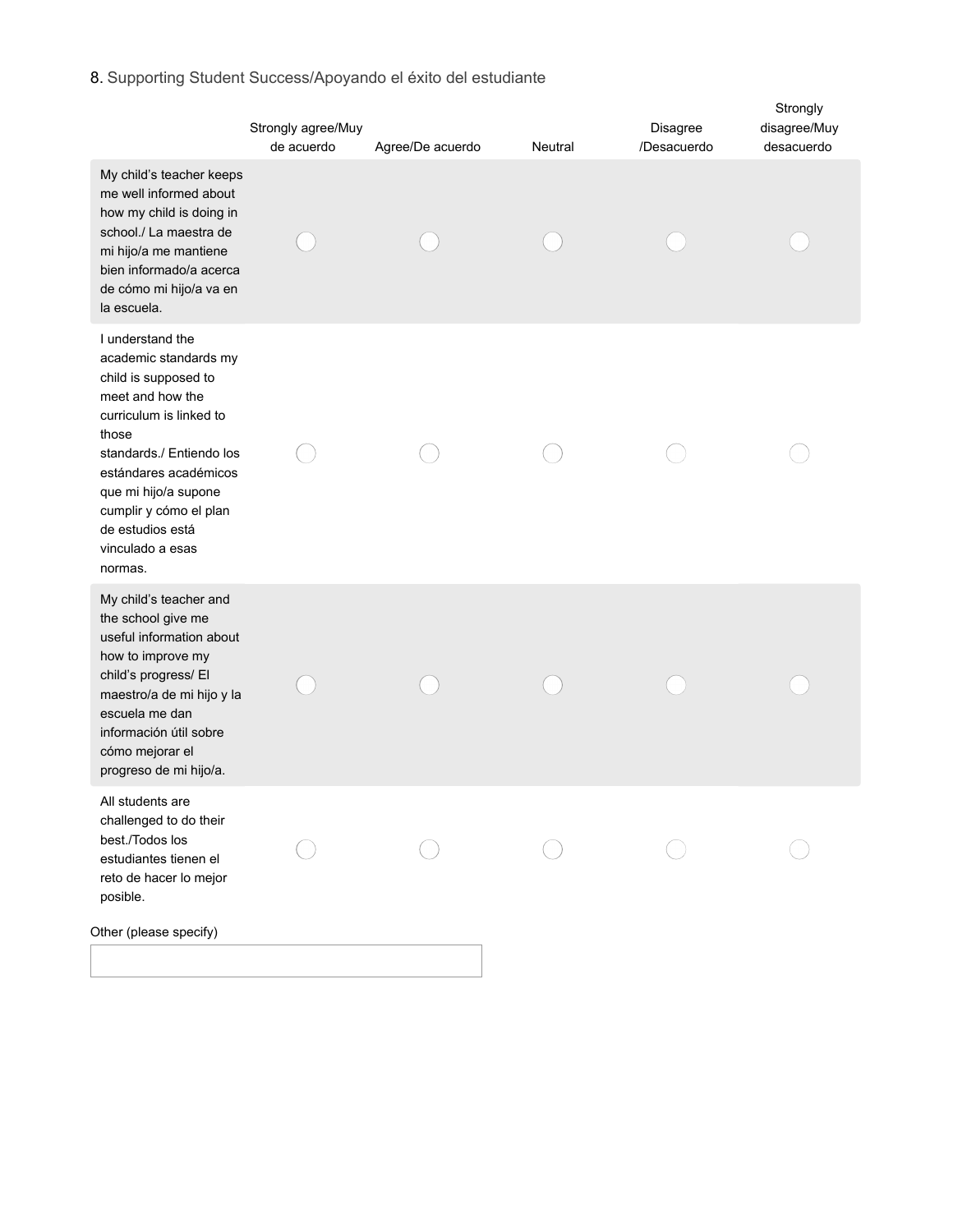## 8. Supporting Student Success/Apoyando el éxito del estudiante

| | Strongly agree/Muy de acuerdo | Agree/De acuerdo | Neutral | Disagree /Desacuerdo | Strongly disagree/Muy desacuerdo |
|---|---|---|---|---|---|
| My child's teacher keeps me well informed about how my child is doing in school./ La maestra de mi hijo/a me mantiene bien informado/a acerca de cómo mi hijo/a va en la escuela. | ○ | ○ | ○ | ○ | ○ |
| I understand the academic standards my child is supposed to meet and how the curriculum is linked to those standards./ Entiendo los estándares académicos que mi hijo/a supone cumplir y cómo el plan de estudios está vinculado a esas normas. | ○ | ○ | ○ | ○ | ○ |
| My child's teacher and the school give me useful information about how to improve my child's progress/ El maestro/a de mi hijo y la escuela me dan información útil sobre cómo mejorar el progreso de mi hijo/a. | ○ | ○ | ○ | ○ | ○ |
| All students are challenged to do their best./Todos los estudiantes tienen el reto de hacer lo mejor posible. | ○ | ○ | ○ | ○ | ○ |

Other (please specify)

\_\_\_\_\_\_\_\_\_\_\_\_\_\_\_\_\_\_\_\_\_\_\_\_\_\_\_\_\_\_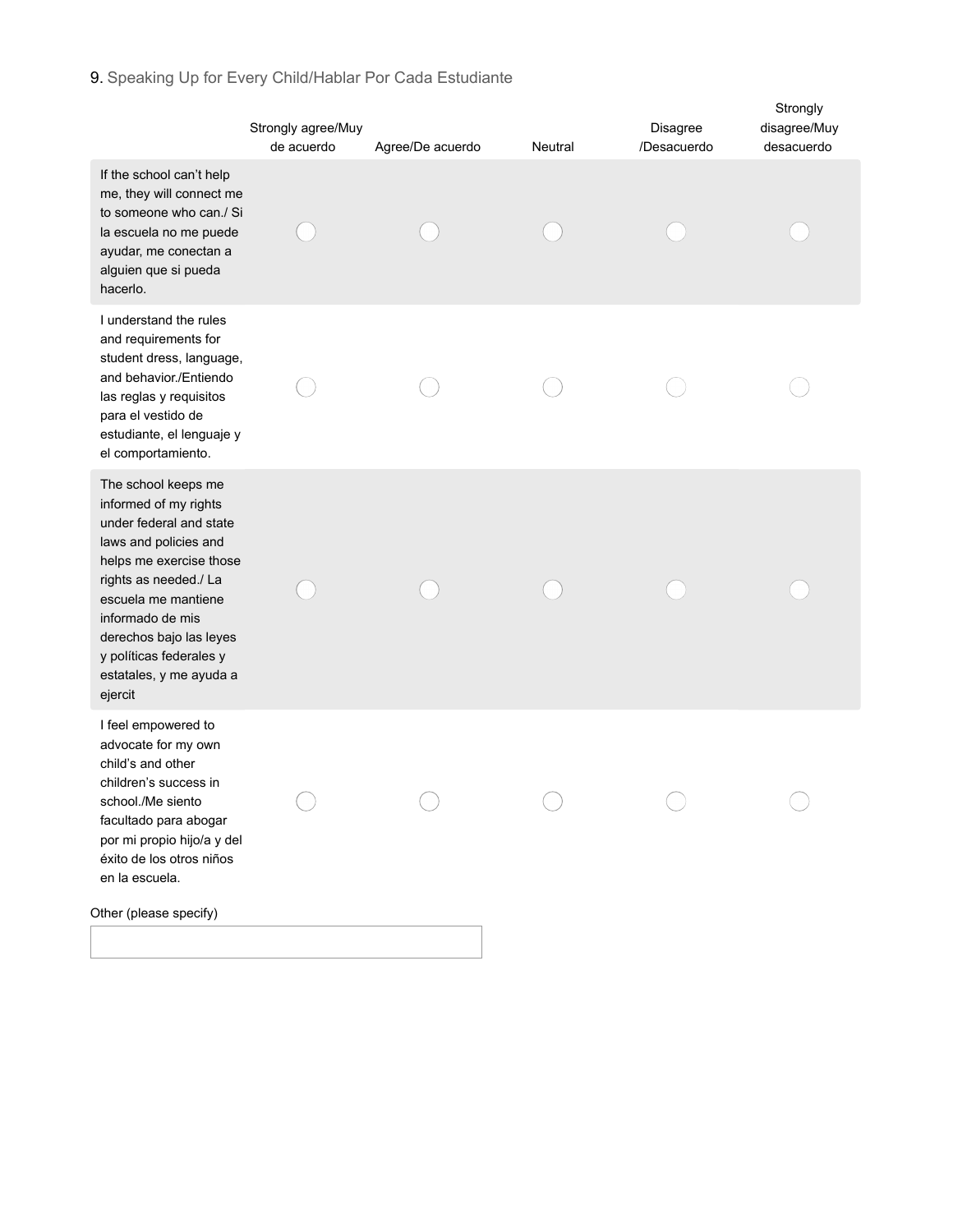9. Speaking Up for Every Child/Hablar Por Cada Estudiante

| | Strongly agree/Muy de acuerdo | Agree/De acuerdo | Neutral | Disagree /Desacuerdo | Strongly disagree/Muy desacuerdo |
|---|---|---|---|---|---|
| If the school can't help me, they will connect me to someone who can./ Si la escuela no me puede ayudar, me conectan a alguien que si pueda hacerlo. | ◯ | ◯ | ◯ | ◯ | ◯ |
| I understand the rules and requirements for student dress, language, and behavior./Entiendo las reglas y requisitos para el vestido de estudiante, el lenguaje y el comportamiento. | ◯ | ◯ | ◯ | ◯ | ◯ |
| The school keeps me informed of my rights under federal and state laws and policies and helps me exercise those rights as needed./ La escuela me mantiene informado de mis derechos bajo las leyes y políticas federales y estatales, y me ayuda a ejercit | ◯ | ◯ | ◯ | ◯ | ◯ |
| I feel empowered to advocate for my own child's and other children's success in school./Me siento facultado para abogar por mi propio hijo/a y del éxito de los otros niños en la escuela. | ◯ | ◯ | ◯ | ◯ | ◯ |

Other (please specify)

\_\_\_\_\_\_\_\_\_\_\_\_\_\_\_\_\_\_\_\_\_\_\_\_\_\_\_\_\_\_\_\_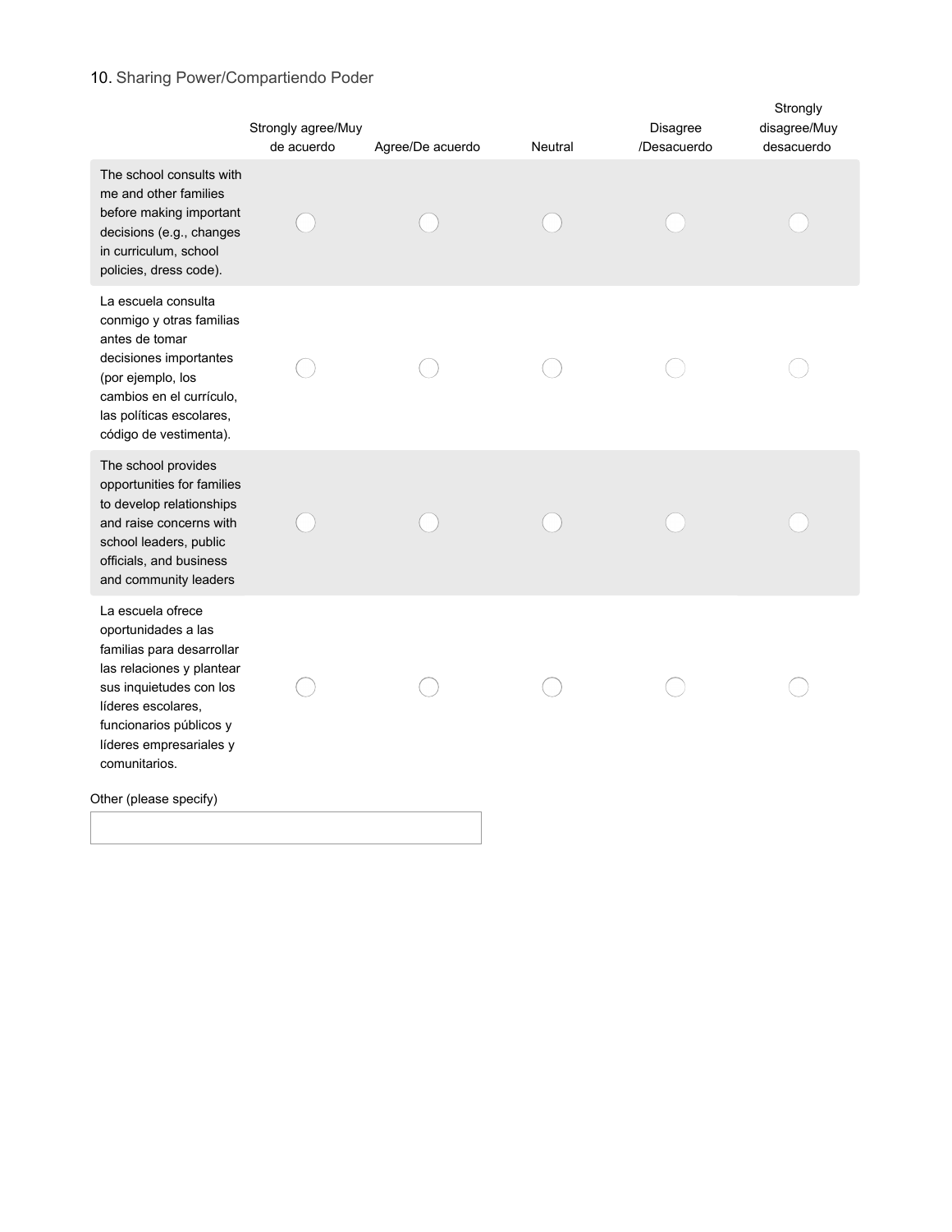## 10. Sharing Power/Compartiendo Poder

| | Strongly agree/Muy de acuerdo | Agree/De acuerdo | Neutral | Disagree /Desacuerdo | Strongly disagree/Muy desacuerdo |
|---|---|---|---|---|---|
| The school consults with me and other families before making important decisions (e.g., changes in curriculum, school policies, dress code). | ○ | ○ | ○ | ○ | ○ |
| La escuela consulta conmigo y otras familias antes de tomar decisiones importantes (por ejemplo, los cambios en el currículo, las políticas escolares, código de vestimenta). | ○ | ○ | ○ | ○ | ○ |
| The school provides opportunities for families to develop relationships and raise concerns with school leaders, public officials, and business and community leaders | ○ | ○ | ○ | ○ | ○ |
| La escuela ofrece oportunidades a las familias para desarrollar las relaciones y plantear sus inquietudes con los líderes escolares, funcionarios públicos y líderes empresariales y comunitarios. | ○ | ○ | ○ | ○ | ○ |

Other (please specify)

\_\_\_\_\_\_\_\_\_\_\_\_\_\_\_\_\_\_\_\_\_\_\_\_\_\_\_\_\_\_\_\_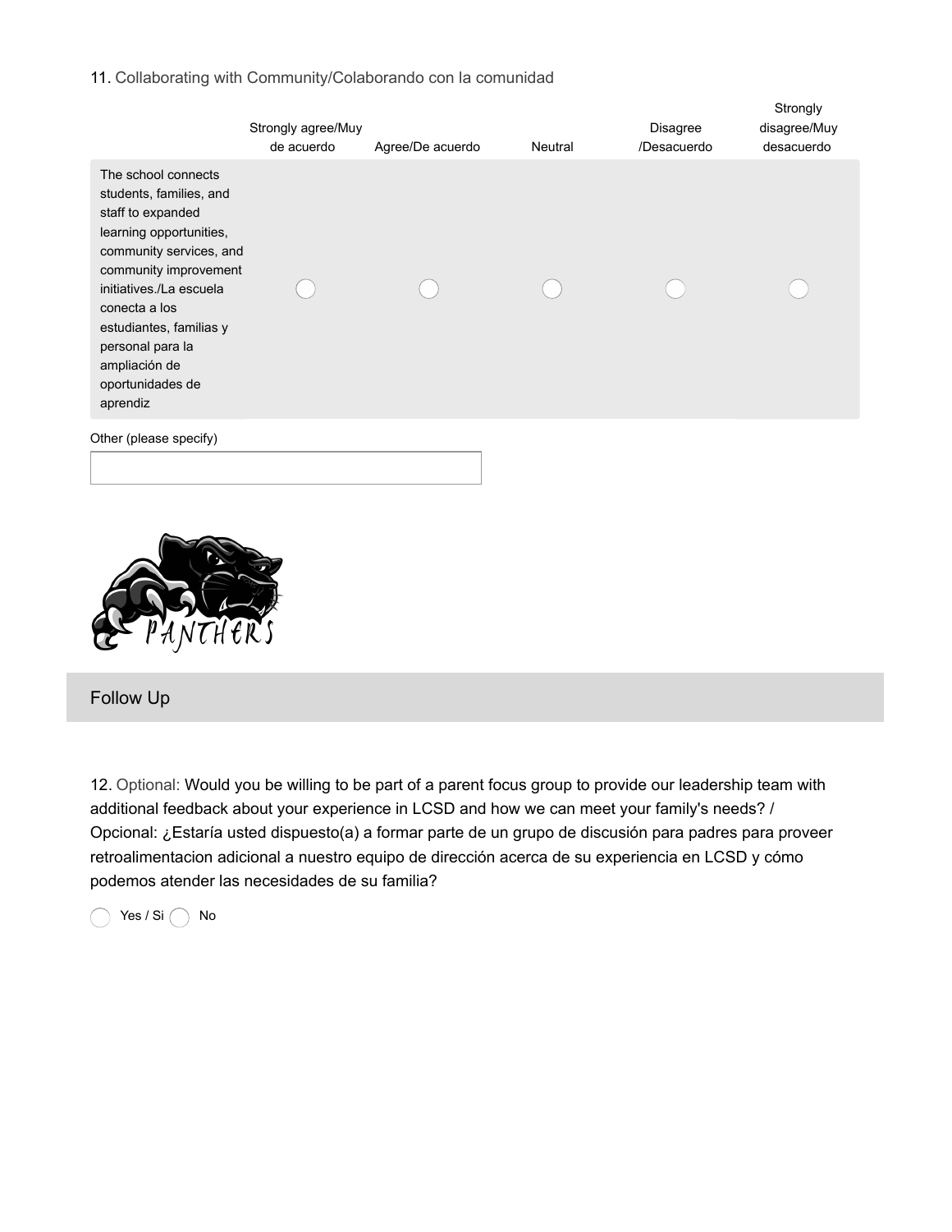11. Collaborating with Community/Colaborando con la comunidad

| | Strongly agree/Muy de acuerdo | Agree/De acuerdo | Neutral | Disagree /Desacuerdo | Strongly disagree/Muy desacuerdo |
|---|---|---|---|---|---|
| The school connects students, families, and staff to expanded learning opportunities, community services, and community improvement initiatives./La escuela conecta a los estudiantes, familias y personal para la ampliación de oportunidades de aprendiz | ◯ | ◯ | ◯ | ◯ | ◯ |

Other (please specify)

PANTHERS

## Follow Up

12. Optional: Would you be willing to be part of a parent focus group to provide our leadership team with additional feedback about your experience in LCSD and how we can meet your family's needs? / Opcional: ¿Estaría usted dispuesto(a) a formar parte de un grupo de discusión para padres para proveer retroalimentacion adicional a nuestro equipo de dirección acerca de su experiencia en LCSD y cómo podemos atender las necesidades de su familia?

◯ Yes / Si ◯ No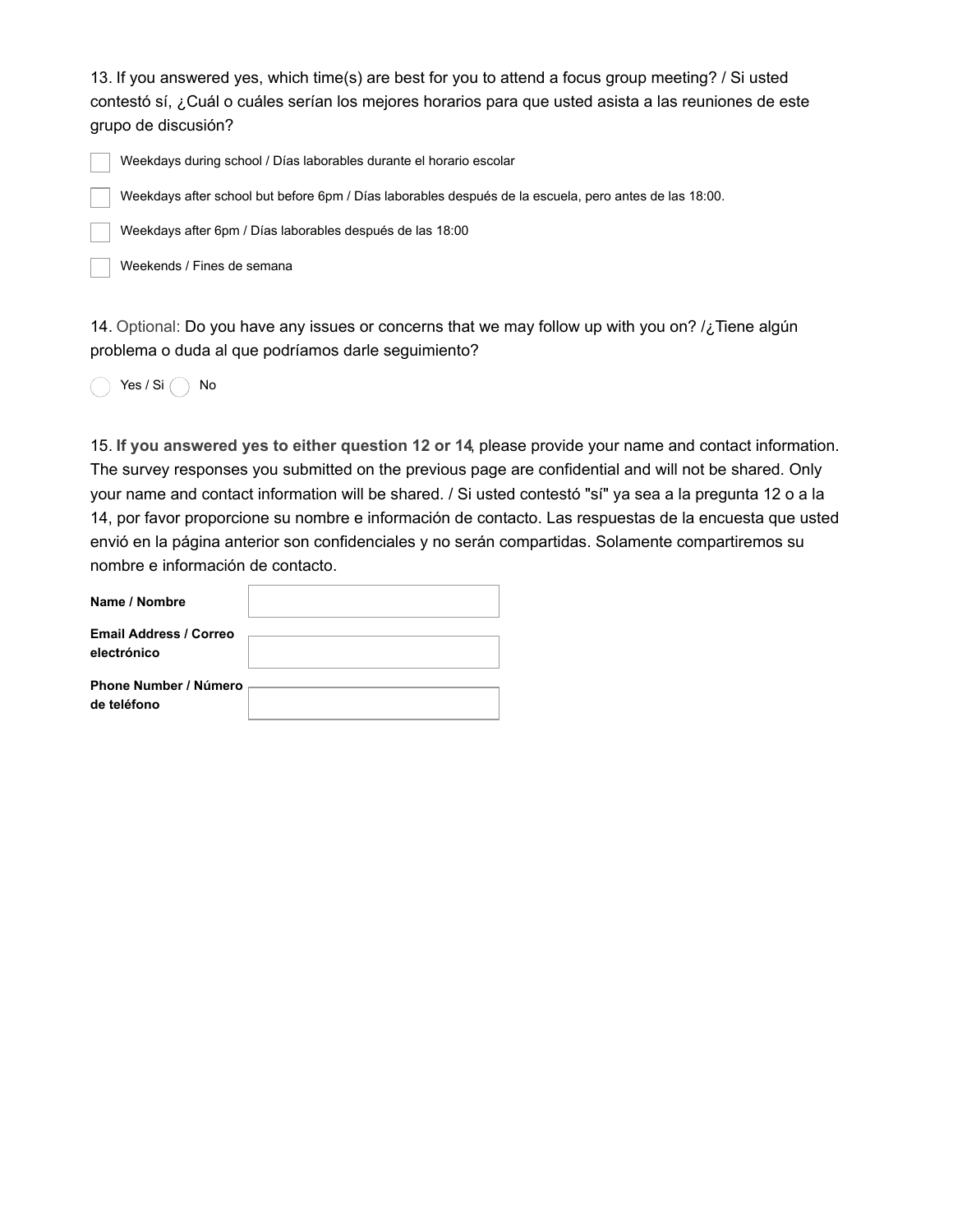13. If you answered yes, which time(s) are best for you to attend a focus group meeting? / Si usted contestó sí, ¿Cuál o cuáles serían los mejores horarios para que usted asista a las reuniones de este grupo de discusión?

- [ ] Weekdays during school / Días laborables durante el horario escolar
- [ ] Weekdays after school but before 6pm / Días laborables después de la escuela, pero antes de las 18:00.
- [ ] Weekdays after 6pm / Días laborables después de las 18:00
- [ ] Weekends / Fines de semana

14. Optional: Do you have any issues or concerns that we may follow up with you on? /¿Tiene algún problema o duda al que podríamos darle seguimiento?

◯ Yes / Si ◯ No

15. **If you answered yes to either question 12 or 14**, please provide your name and contact information. The survey responses you submitted on the previous page are confidential and will not be shared. Only your name and contact information will be shared. / Si usted contestó "sí" ya sea a la pregunta 12 o a la 14, por favor proporcione su nombre e información de contacto. Las respuestas de la encuesta que usted envió en la página anterior son confidenciales y no serán compartidas. Solamente compartiremos su nombre e información de contacto.

| | |
|---|---|
| **Name / Nombre** | |
| **Email Address / Correo electrónico** | |
| **Phone Number / Número de teléfono** | |